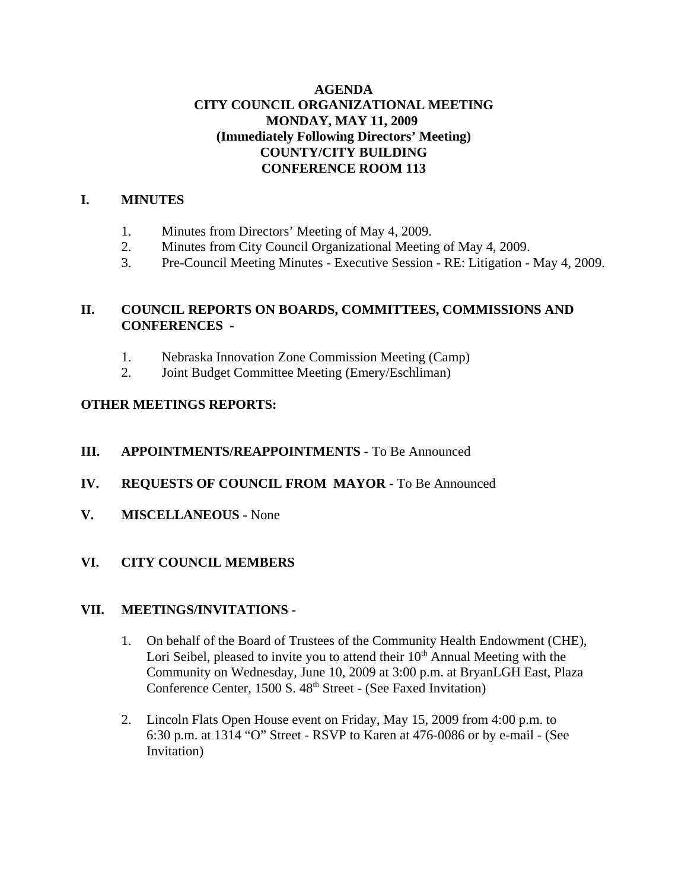**AGENDA**
**CITY COUNCIL ORGANIZATIONAL MEETING**
**MONDAY, MAY 11, 2009**
**(Immediately Following Directors' Meeting)**
**COUNTY/CITY BUILDING**
**CONFERENCE ROOM 113**

## I. MINUTES

1. Minutes from Directors' Meeting of May 4, 2009.
2. Minutes from City Council Organizational Meeting of May 4, 2009.
3. Pre-Council Meeting Minutes - Executive Session - RE: Litigation - May 4, 2009.

## II. COUNCIL REPORTS ON BOARDS, COMMITTEES, COMMISSIONS AND CONFERENCES -

1. Nebraska Innovation Zone Commission Meeting (Camp)
2. Joint Budget Committee Meeting (Emery/Eschliman)

**OTHER MEETINGS REPORTS:**

## III. APPOINTMENTS/REAPPOINTMENTS - To Be Announced

## IV. REQUESTS OF COUNCIL FROM MAYOR - To Be Announced

## V. MISCELLANEOUS - None

## VI. CITY COUNCIL MEMBERS

## VII. MEETINGS/INVITATIONS -

1. On behalf of the Board of Trustees of the Community Health Endowment (CHE), Lori Seibel, pleased to invite you to attend their 10th Annual Meeting with the Community on Wednesday, June 10, 2009 at 3:00 p.m. at BryanLGH East, Plaza Conference Center, 1500 S. 48th Street - (See Faxed Invitation)

2. Lincoln Flats Open House event on Friday, May 15, 2009 from 4:00 p.m. to 6:30 p.m. at 1314 "O" Street - RSVP to Karen at 476-0086 or by e-mail - (See Invitation)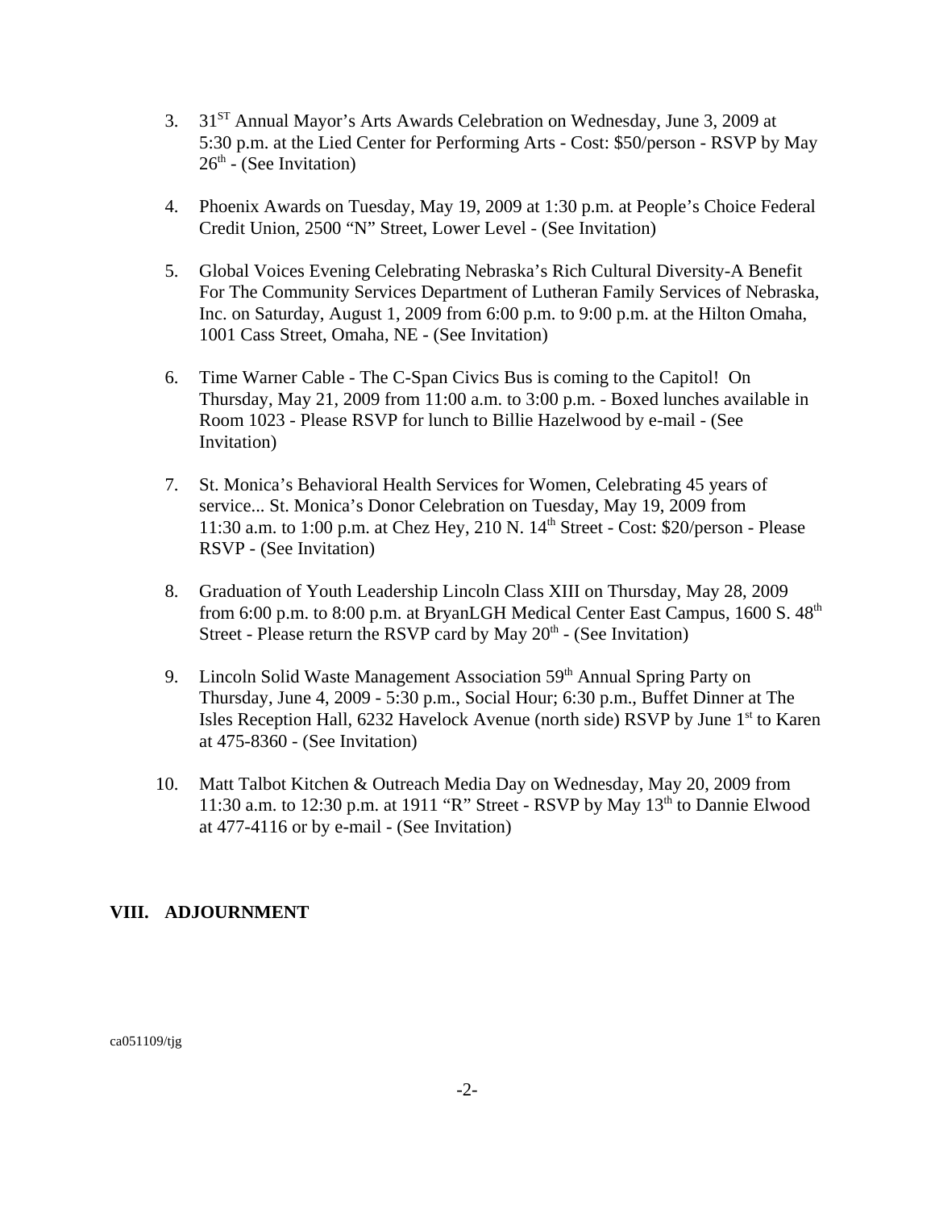3. 31ST Annual Mayor's Arts Awards Celebration on Wednesday, June 3, 2009 at 5:30 p.m. at the Lied Center for Performing Arts - Cost: $50/person - RSVP by May 26th - (See Invitation)

4. Phoenix Awards on Tuesday, May 19, 2009 at 1:30 p.m. at People's Choice Federal Credit Union, 2500 "N" Street, Lower Level - (See Invitation)

5. Global Voices Evening Celebrating Nebraska's Rich Cultural Diversity-A Benefit For The Community Services Department of Lutheran Family Services of Nebraska, Inc. on Saturday, August 1, 2009 from 6:00 p.m. to 9:00 p.m. at the Hilton Omaha, 1001 Cass Street, Omaha, NE - (See Invitation)

6. Time Warner Cable - The C-Span Civics Bus is coming to the Capitol! On Thursday, May 21, 2009 from 11:00 a.m. to 3:00 p.m. - Boxed lunches available in Room 1023 - Please RSVP for lunch to Billie Hazelwood by e-mail - (See Invitation)

7. St. Monica's Behavioral Health Services for Women, Celebrating 45 years of service... St. Monica's Donor Celebration on Tuesday, May 19, 2009 from 11:30 a.m. to 1:00 p.m. at Chez Hey, 210 N. 14th Street - Cost: $20/person - Please RSVP - (See Invitation)

8. Graduation of Youth Leadership Lincoln Class XIII on Thursday, May 28, 2009 from 6:00 p.m. to 8:00 p.m. at BryanLGH Medical Center East Campus, 1600 S. 48th Street - Please return the RSVP card by May 20th - (See Invitation)

9. Lincoln Solid Waste Management Association 59th Annual Spring Party on Thursday, June 4, 2009 - 5:30 p.m., Social Hour; 6:30 p.m., Buffet Dinner at The Isles Reception Hall, 6232 Havelock Avenue (north side) RSVP by June 1st to Karen at 475-8360 - (See Invitation)

10. Matt Talbot Kitchen & Outreach Media Day on Wednesday, May 20, 2009 from 11:30 a.m. to 12:30 p.m. at 1911 "R" Street - RSVP by May 13th to Dannie Elwood at 477-4116 or by e-mail - (See Invitation)

## VIII. ADJOURNMENT

ca051109/tjg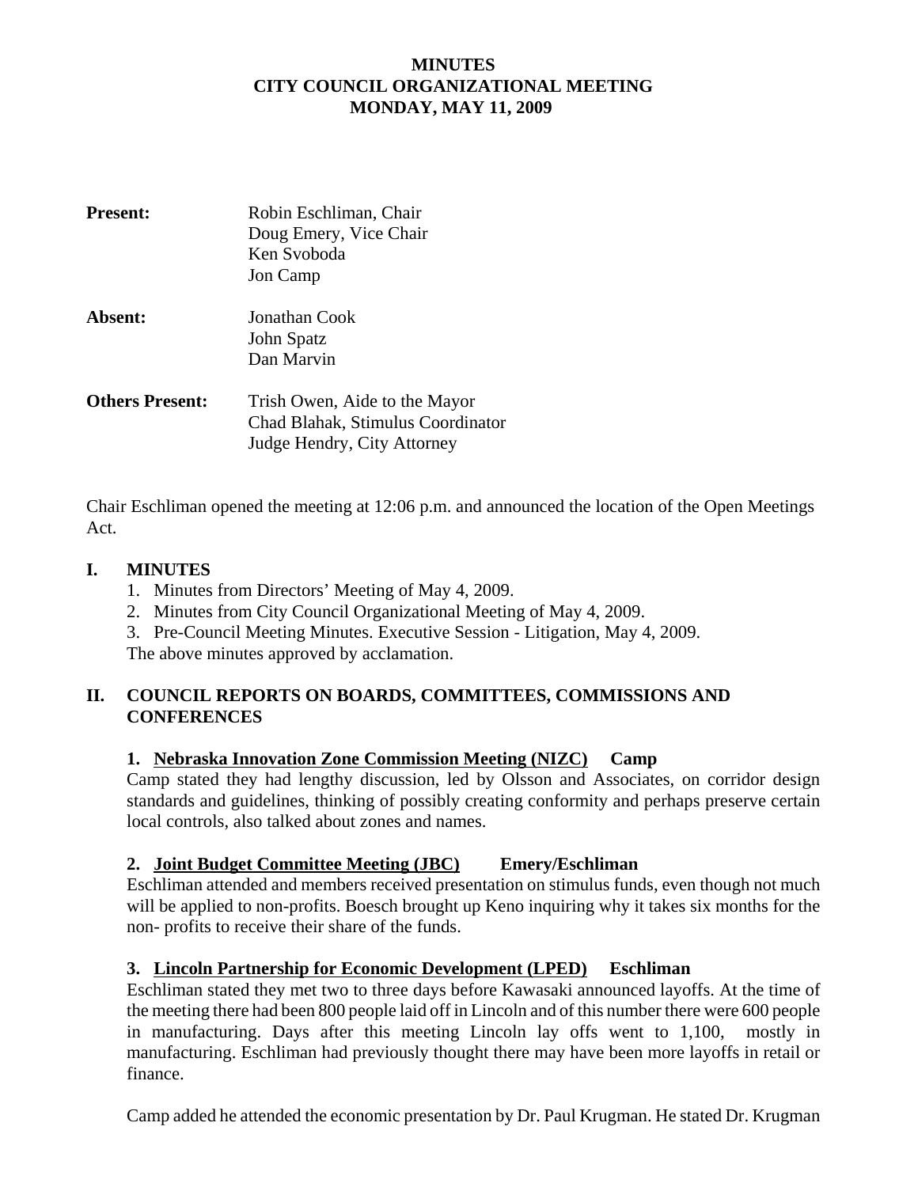**MINUTES**
**CITY COUNCIL ORGANIZATIONAL MEETING**
**MONDAY, MAY 11, 2009**

**Present:** Robin Eschliman, Chair
Doug Emery, Vice Chair
Ken Svoboda
Jon Camp

**Absent:** Jonathan Cook
John Spatz
Dan Marvin

**Others Present:** Trish Owen, Aide to the Mayor
Chad Blahak, Stimulus Coordinator
Judge Hendry, City Attorney

Chair Eschliman opened the meeting at 12:06 p.m. and announced the location of the Open Meetings Act.

## I. MINUTES

1. Minutes from Directors' Meeting of May 4, 2009.
2. Minutes from City Council Organizational Meeting of May 4, 2009.
3. Pre-Council Meeting Minutes. Executive Session - Litigation, May 4, 2009.

The above minutes approved by acclamation.

## II. COUNCIL REPORTS ON BOARDS, COMMITTEES, COMMISSIONS AND CONFERENCES

### 1. Nebraska Innovation Zone Commission Meeting (NIZC) Camp

Camp stated they had lengthy discussion, led by Olsson and Associates, on corridor design standards and guidelines, thinking of possibly creating conformity and perhaps preserve certain local controls, also talked about zones and names.

### 2. Joint Budget Committee Meeting (JBC) Emery/Eschliman

Eschliman attended and members received presentation on stimulus funds, even though not much will be applied to non-profits. Boesch brought up Keno inquiring why it takes six months for the non- profits to receive their share of the funds.

### 3. Lincoln Partnership for Economic Development (LPED) Eschliman

Eschliman stated they met two to three days before Kawasaki announced layoffs. At the time of the meeting there had been 800 people laid off in Lincoln and of this number there were 600 people in manufacturing. Days after this meeting Lincoln lay offs went to 1,100, mostly in manufacturing. Eschliman had previously thought there may have been more layoffs in retail or finance.

Camp added he attended the economic presentation by Dr. Paul Krugman. He stated Dr. Krugman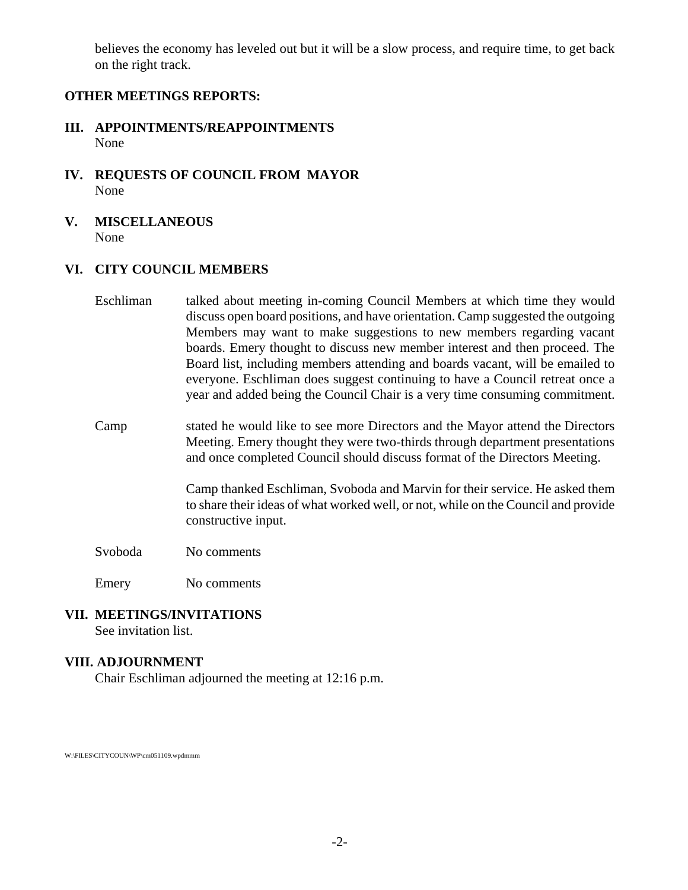believes the economy has leveled out but it will be a slow process, and require time, to get back on the right track.

**OTHER MEETINGS REPORTS:**

## III. APPOINTMENTS/REAPPOINTMENTS

None

## IV. REQUESTS OF COUNCIL FROM MAYOR

None

## V. MISCELLANEOUS

None

## VI. CITY COUNCIL MEMBERS

Eschliman talked about meeting in-coming Council Members at which time they would discuss open board positions, and have orientation. Camp suggested the outgoing Members may want to make suggestions to new members regarding vacant boards. Emery thought to discuss new member interest and then proceed. The Board list, including members attending and boards vacant, will be emailed to everyone. Eschliman does suggest continuing to have a Council retreat once a year and added being the Council Chair is a very time consuming commitment.

Camp stated he would like to see more Directors and the Mayor attend the Directors Meeting. Emery thought they were two-thirds through department presentations and once completed Council should discuss format of the Directors Meeting.

Camp thanked Eschliman, Svoboda and Marvin for their service. He asked them to share their ideas of what worked well, or not, while on the Council and provide constructive input.

Svoboda No comments

Emery No comments

## VII. MEETINGS/INVITATIONS

See invitation list.

## VIII. ADJOURNMENT

Chair Eschliman adjourned the meeting at 12:16 p.m.

W:\FILES\CITYCOUN\WP\cm051109.wpdmmm